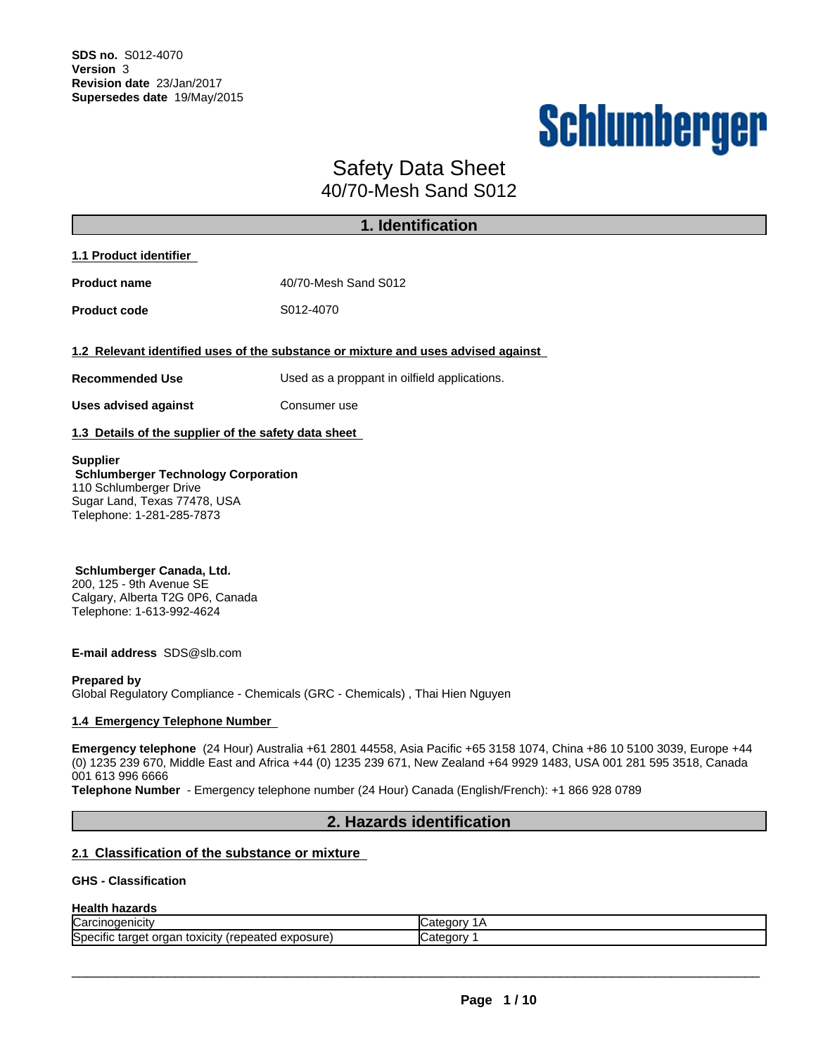**SDS no.** S012-4070
**Version** 3
**Revision date** 23/Jan/2017
**Supersedes date** 19/May/2015

Schlumberger

# Safety Data Sheet
## 40/70-Mesh Sand S012

## 1. Identification

### 1.1 Product identifier

**Product name** 40/70-Mesh Sand S012

**Product code** S012-4070

### 1.2 Relevant identified uses of the substance or mixture and uses advised against

**Recommended Use** Used as a proppant in oilfield applications.

**Uses advised against** Consumer use

### 1.3 Details of the supplier of the safety data sheet

**Supplier**
**Schlumberger Technology Corporation**
110 Schlumberger Drive
Sugar Land, Texas 77478, USA
Telephone: 1-281-285-7873

**Schlumberger Canada, Ltd.**
200, 125 - 9th Avenue SE
Calgary, Alberta T2G 0P6, Canada
Telephone: 1-613-992-4624

**E-mail address** SDS@slb.com

**Prepared by**
Global Regulatory Compliance - Chemicals (GRC - Chemicals) , Thai Hien Nguyen

### 1.4 Emergency Telephone Number

**Emergency telephone** (24 Hour) Australia +61 2801 44558, Asia Pacific +65 3158 1074, China +86 10 5100 3039, Europe +44 (0) 1235 239 670, Middle East and Africa +44 (0) 1235 239 671, New Zealand +64 9929 1483, USA 001 281 595 3518, Canada 001 613 996 6666
**Telephone Number** - Emergency telephone number (24 Hour) Canada (English/French): +1 866 928 0789

## 2. Hazards identification

### 2.1 Classification of the substance or mixture

**GHS - Classification**

**Health hazards**

| | |
|---|---|
| Carcinogenicity | Category 1A |
| Specific target organ toxicity (repeated exposure) | Category 1 |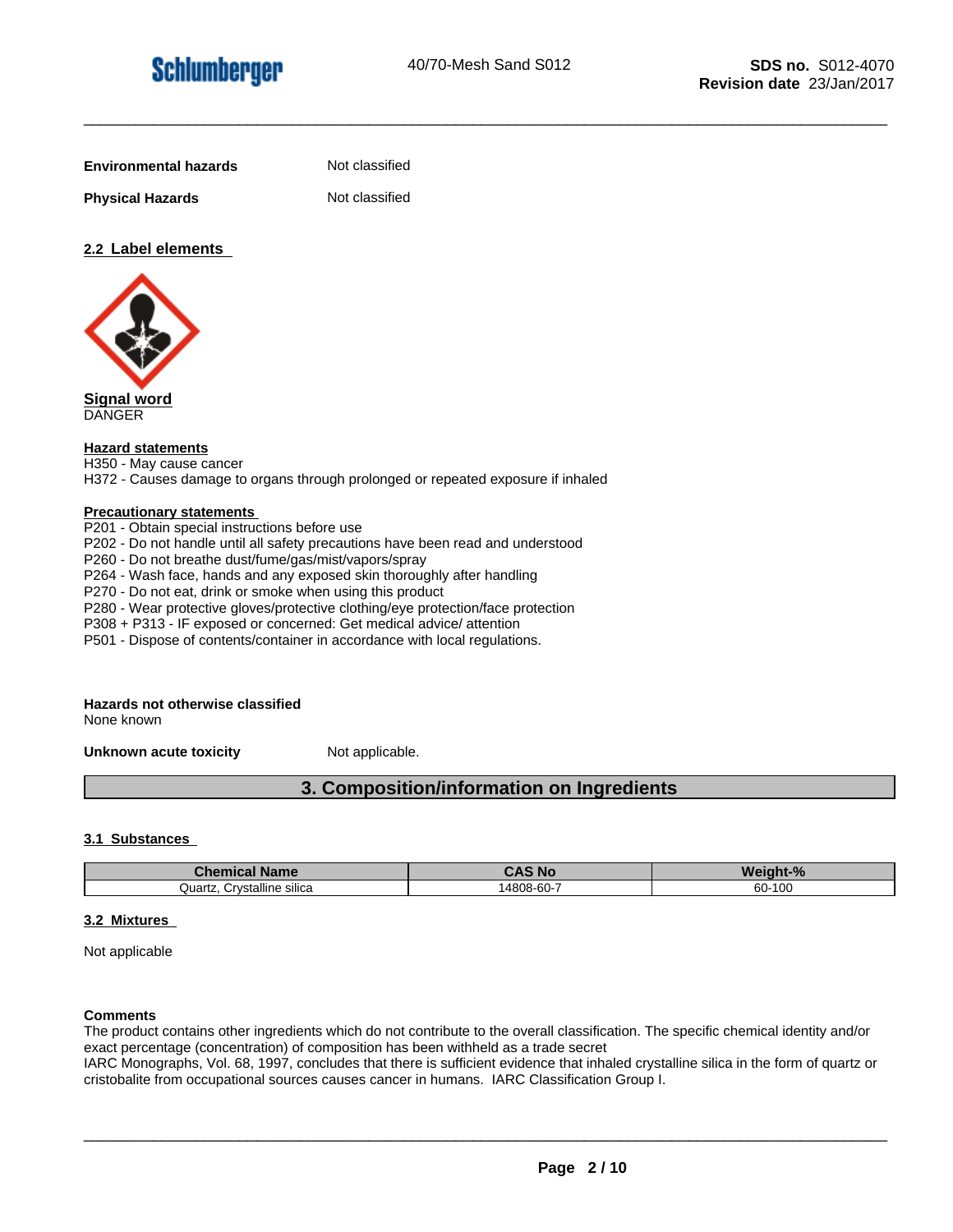**Environmental hazards** Not classified

**Physical Hazards** Not classified

### 2.2 Label elements

**Signal word**
DANGER

**Hazard statements**
H350 - May cause cancer
H372 - Causes damage to organs through prolonged or repeated exposure if inhaled

**Precautionary statements**
P201 - Obtain special instructions before use
P202 - Do not handle until all safety precautions have been read and understood
P260 - Do not breathe dust/fume/gas/mist/vapors/spray
P264 - Wash face, hands and any exposed skin thoroughly after handling
P270 - Do not eat, drink or smoke when using this product
P280 - Wear protective gloves/protective clothing/eye protection/face protection
P308 + P313 - IF exposed or concerned: Get medical advice/ attention
P501 - Dispose of contents/container in accordance with local regulations.

**Hazards not otherwise classified**
None known

**Unknown acute toxicity** Not applicable.

## 3. Composition/information on Ingredients

### 3.1 Substances

| Chemical Name | CAS No | Weight-% |
|---|---|---|
| Quartz, Crystalline silica | 14808-60-7 | 60-100 |

### 3.2 Mixtures

Not applicable

**Comments**
The product contains other ingredients which do not contribute to the overall classification. The specific chemical identity and/or exact percentage (concentration) of composition has been withheld as a trade secret
IARC Monographs, Vol. 68, 1997, concludes that there is sufficient evidence that inhaled crystalline silica in the form of quartz or cristobalite from occupational sources causes cancer in humans. IARC Classification Group I.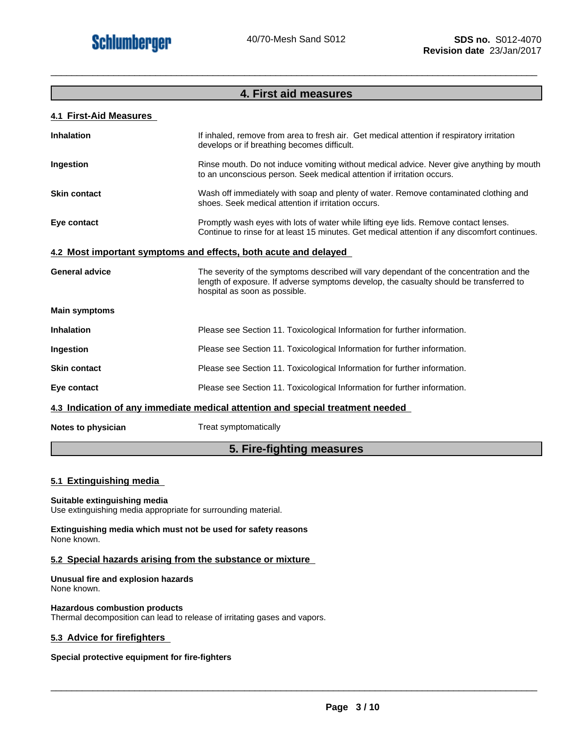## 4. First aid measures

### 4.1 First-Aid Measures

| | |
|---|---|
| **Inhalation** | If inhaled, remove from area to fresh air. Get medical attention if respiratory irritation develops or if breathing becomes difficult. |
| **Ingestion** | Rinse mouth. Do not induce vomiting without medical advice. Never give anything by mouth to an unconscious person. Seek medical attention if irritation occurs. |
| **Skin contact** | Wash off immediately with soap and plenty of water. Remove contaminated clothing and shoes. Seek medical attention if irritation occurs. |
| **Eye contact** | Promptly wash eyes with lots of water while lifting eye lids. Remove contact lenses. Continue to rinse for at least 15 minutes. Get medical attention if any discomfort continues. |

### 4.2 Most important symptoms and effects, both acute and delayed

| | |
|---|---|
| **General advice** | The severity of the symptoms described will vary dependant of the concentration and the length of exposure. If adverse symptoms develop, the casualty should be transferred to hospital as soon as possible. |
| **Main symptoms** | |
| **Inhalation** | Please see Section 11. Toxicological Information for further information. |
| **Ingestion** | Please see Section 11. Toxicological Information for further information. |
| **Skin contact** | Please see Section 11. Toxicological Information for further information. |
| **Eye contact** | Please see Section 11. Toxicological Information for further information. |

### 4.3 Indication of any immediate medical attention and special treatment needed

| | |
|---|---|
| **Notes to physician** | Treat symptomatically |

## 5. Fire-fighting measures

### 5.1 Extinguishing media

**Suitable extinguishing media**
Use extinguishing media appropriate for surrounding material.

**Extinguishing media which must not be used for safety reasons**
None known.

### 5.2 Special hazards arising from the substance or mixture

**Unusual fire and explosion hazards**
None known.

**Hazardous combustion products**
Thermal decomposition can lead to release of irritating gases and vapors.

### 5.3 Advice for firefighters

**Special protective equipment for fire-fighters**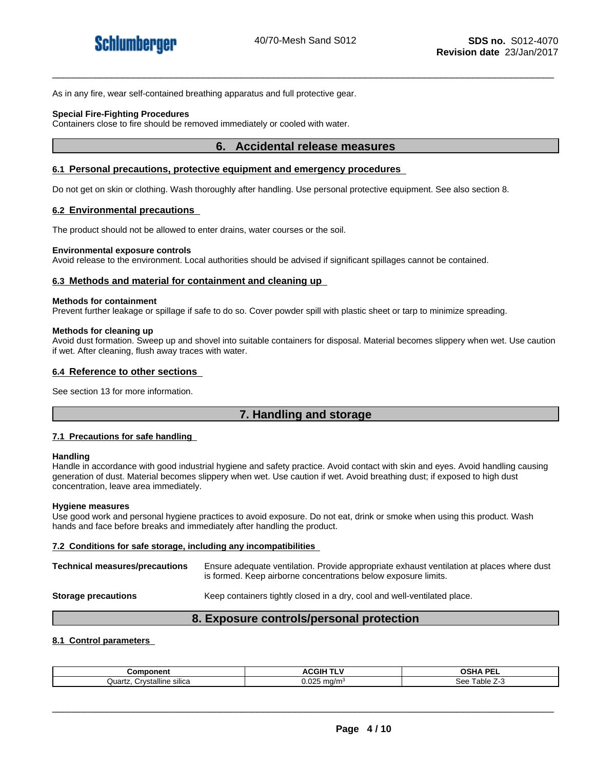As in any fire, wear self-contained breathing apparatus and full protective gear.

**Special Fire-Fighting Procedures**
Containers close to fire should be removed immediately or cooled with water.

## 6. Accidental release measures

### 6.1 Personal precautions, protective equipment and emergency procedures

Do not get on skin or clothing. Wash thoroughly after handling. Use personal protective equipment. See also section 8.

### 6.2 Environmental precautions

The product should not be allowed to enter drains, water courses or the soil.

**Environmental exposure controls**
Avoid release to the environment. Local authorities should be advised if significant spillages cannot be contained.

### 6.3 Methods and material for containment and cleaning up

**Methods for containment**
Prevent further leakage or spillage if safe to do so. Cover powder spill with plastic sheet or tarp to minimize spreading.

**Methods for cleaning up**
Avoid dust formation. Sweep up and shovel into suitable containers for disposal. Material becomes slippery when wet. Use caution if wet. After cleaning, flush away traces with water.

### 6.4 Reference to other sections

See section 13 for more information.

## 7. Handling and storage

### 7.1 Precautions for safe handling

**Handling**
Handle in accordance with good industrial hygiene and safety practice. Avoid contact with skin and eyes. Avoid handling causing generation of dust. Material becomes slippery when wet. Use caution if wet. Avoid breathing dust; if exposed to high dust concentration, leave area immediately.

**Hygiene measures**
Use good work and personal hygiene practices to avoid exposure. Do not eat, drink or smoke when using this product. Wash hands and face before breaks and immediately after handling the product.

### 7.2 Conditions for safe storage, including any incompatibilities

**Technical measures/precautions** Ensure adequate ventilation. Provide appropriate exhaust ventilation at places where dust is formed. Keep airborne concentrations below exposure limits.

**Storage precautions** Keep containers tightly closed in a dry, cool and well-ventilated place.

## 8. Exposure controls/personal protection

### 8.1 Control parameters

| Component | ACGIH TLV | OSHA PEL |
|---|---|---|
| Quartz, Crystalline silica | 0.025 mg/m$^3$ | See Table Z-3 |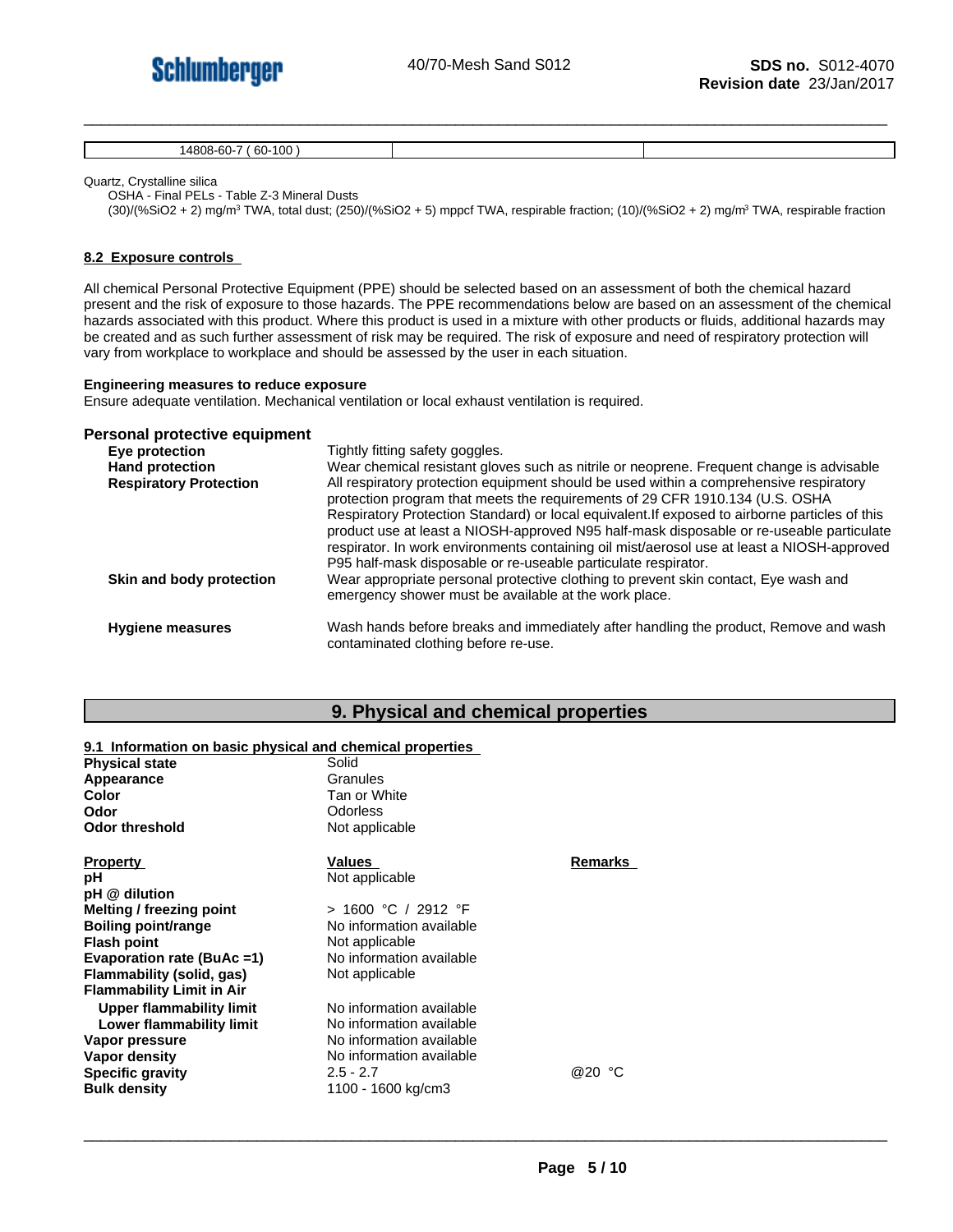| 14808-60-7 ( 60-100 ) | | |
|---|---|---|

Quartz, Crystalline silica
OSHA - Final PELs - Table Z-3 Mineral Dusts
(30)/(%SiO2 + 2) mg/m³ TWA, total dust; (250)/(%SiO2 + 5) mppcf TWA, respirable fraction; (10)/(%SiO2 + 2) mg/m³ TWA, respirable fraction

### 8.2 Exposure controls

All chemical Personal Protective Equipment (PPE) should be selected based on an assessment of both the chemical hazard present and the risk of exposure to those hazards. The PPE recommendations below are based on an assessment of the chemical hazards associated with this product. Where this product is used in a mixture with other products or fluids, additional hazards may be created and as such further assessment of risk may be required. The risk of exposure and need of respiratory protection will vary from workplace to workplace and should be assessed by the user in each situation.

**Engineering measures to reduce exposure**
Ensure adequate ventilation. Mechanical ventilation or local exhaust ventilation is required.

**Personal protective equipment**

| | |
|---|---|
| **Eye protection** | Tightly fitting safety goggles. |
| **Hand protection** | Wear chemical resistant gloves such as nitrile or neoprene. Frequent change is advisable |
| **Respiratory Protection** | All respiratory protection equipment should be used within a comprehensive respiratory protection program that meets the requirements of 29 CFR 1910.134 (U.S. OSHA Respiratory Protection Standard) or local equivalent.If exposed to airborne particles of this product use at least a NIOSH-approved N95 half-mask disposable or re-useable particulate respirator. In work environments containing oil mist/aerosol use at least a NIOSH-approved P95 half-mask disposable or re-useable particulate respirator. |
| **Skin and body protection** | Wear appropriate personal protective clothing to prevent skin contact, Eye wash and emergency shower must be available at the work place. |
| **Hygiene measures** | Wash hands before breaks and immediately after handling the product, Remove and wash contaminated clothing before re-use. |

## 9. Physical and chemical properties

### 9.1 Information on basic physical and chemical properties

| | |
|---|---|
| **Physical state** | Solid |
| **Appearance** | Granules |
| **Color** | Tan or White |
| **Odor** | Odorless |
| **Odor threshold** | Not applicable |

| Property | Values | Remarks |
|---|---|---|
| **pH** | Not applicable | |
| **pH @ dilution** | | |
| **Melting / freezing point** | > 1600 °C / 2912 °F | |
| **Boiling point/range** | No information available | |
| **Flash point** | Not applicable | |
| **Evaporation rate (BuAc =1)** | No information available | |
| **Flammability (solid, gas)** | Not applicable | |
| **Flammability Limit in Air** | | |
| **Upper flammability limit** | No information available | |
| **Lower flammability limit** | No information available | |
| **Vapor pressure** | No information available | |
| **Vapor density** | No information available | |
| **Specific gravity** | 2.5 - 2.7 | @20 °C |
| **Bulk density** | 1100 - 1600 kg/cm3 | |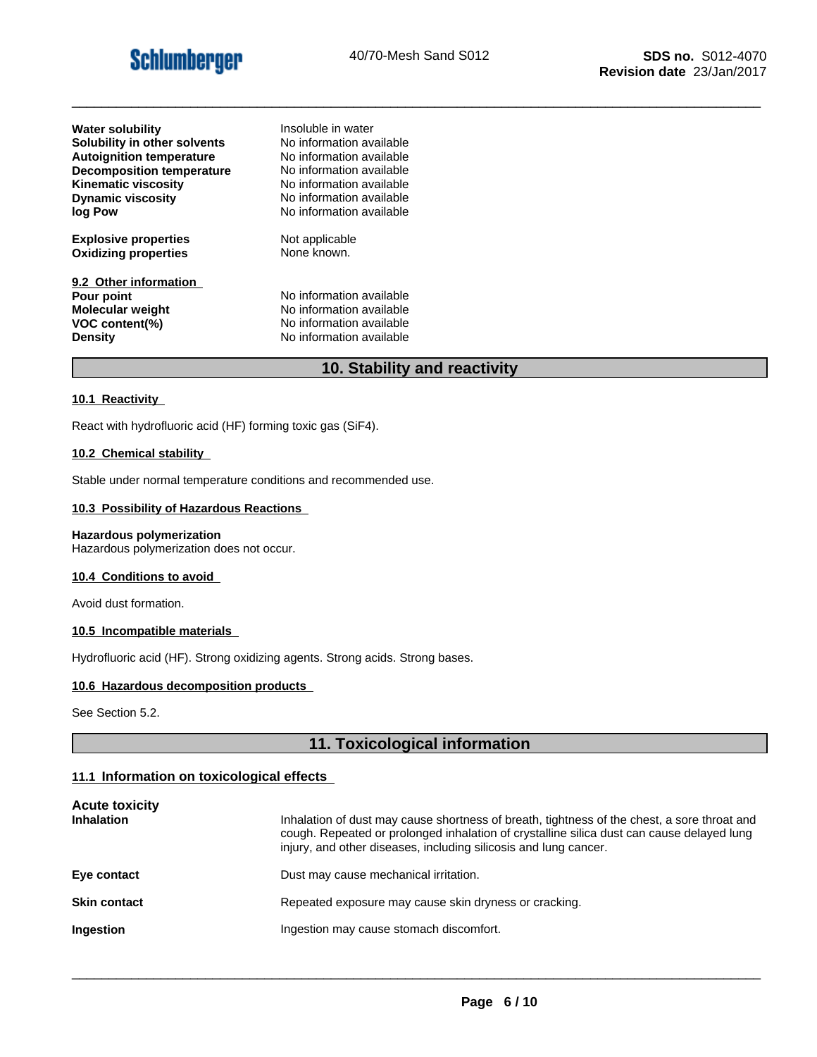| | |
|---|---|
| **Water solubility** | Insoluble in water |
| **Solubility in other solvents** | No information available |
| **Autoignition temperature** | No information available |
| **Decomposition temperature** | No information available |
| **Kinematic viscosity** | No information available |
| **Dynamic viscosity** | No information available |
| **log Pow** | No information available |
| **Explosive properties** | Not applicable |
| **Oxidizing properties** | None known. |

**9.2 Other information**

| | |
|---|---|
| **Pour point** | No information available |
| **Molecular weight** | No information available |
| **VOC content(%)** | No information available |
| **Density** | No information available |

## 10. Stability and reactivity

**10.1 Reactivity**

React with hydrofluoric acid (HF) forming toxic gas ($SiF_4$).

**10.2 Chemical stability**

Stable under normal temperature conditions and recommended use.

**10.3 Possibility of Hazardous Reactions**

**Hazardous polymerization**
Hazardous polymerization does not occur.

**10.4 Conditions to avoid**

Avoid dust formation.

**10.5 Incompatible materials**

Hydrofluoric acid (HF). Strong oxidizing agents. Strong acids. Strong bases.

**10.6 Hazardous decomposition products**

See Section 5.2.

## 11. Toxicological information

### 11.1 Information on toxicological effects

**Acute toxicity**

| | |
|---|---|
| **Inhalation** | Inhalation of dust may cause shortness of breath, tightness of the chest, a sore throat and cough. Repeated or prolonged inhalation of crystalline silica dust can cause delayed lung injury, and other diseases, including silicosis and lung cancer. |
| **Eye contact** | Dust may cause mechanical irritation. |
| **Skin contact** | Repeated exposure may cause skin dryness or cracking. |
| **Ingestion** | Ingestion may cause stomach discomfort. |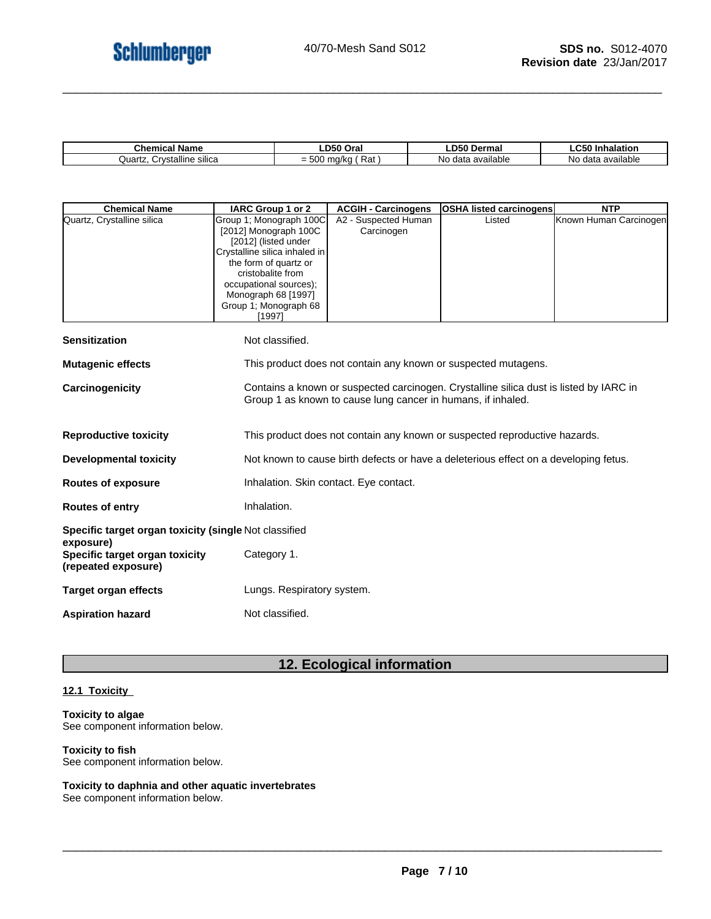| Chemical Name | LD50 Oral | LD50 Dermal | LC50 Inhalation |
|---|---|---|---|
| Quartz, Crystalline silica | = 500 mg/kg ( Rat ) | No data available | No data available |

| Chemical Name | IARC Group 1 or 2 | ACGIH - Carcinogens | OSHA listed carcinogens | NTP |
|---|---|---|---|---|
| Quartz, Crystalline silica | Group 1; Monograph 100C [2012] Monograph 100C [2012] (listed under Crystalline silica inhaled in the form of quartz or cristobalite from occupational sources); Monograph 68 [1997] Group 1; Monograph 68 [1997] | A2 - Suspected Human Carcinogen | Listed | Known Human Carcinogen |

**Sensitization** Not classified.

**Mutagenic effects** This product does not contain any known or suspected mutagens.

**Carcinogenicity** Contains a known or suspected carcinogen. Crystalline silica dust is listed by IARC in Group 1 as known to cause lung cancer in humans, if inhaled.

**Reproductive toxicity** This product does not contain any known or suspected reproductive hazards.

**Developmental toxicity** Not known to cause birth defects or have a deleterious effect on a developing fetus.

**Routes of exposure** Inhalation. Skin contact. Eye contact.

**Routes of entry** Inhalation.

**Specific target organ toxicity (single exposure)** Not classified

**Specific target organ toxicity (repeated exposure)** Category 1.

**Target organ effects** Lungs. Respiratory system.

**Aspiration hazard** Not classified.

## 12. Ecological information

### 12.1 Toxicity

**Toxicity to algae**
See component information below.

**Toxicity to fish**
See component information below.

**Toxicity to daphnia and other aquatic invertebrates**
See component information below.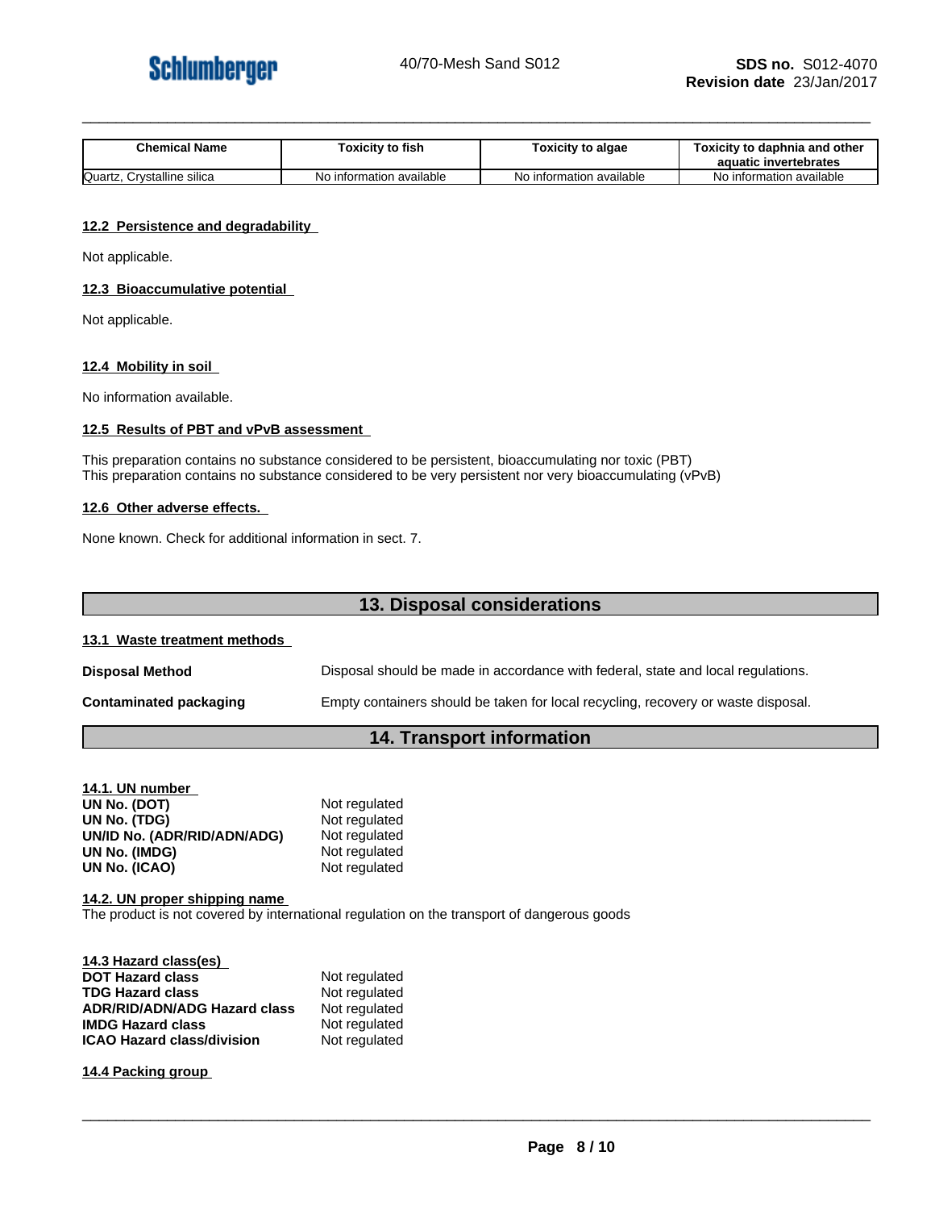| Chemical Name | Toxicity to fish | Toxicity to algae | Toxicity to daphnia and other aquatic invertebrates |
|---|---|---|---|
| Quartz, Crystalline silica | No information available | No information available | No information available |

### 12.2 Persistence and degradability

Not applicable.

### 12.3 Bioaccumulative potential

Not applicable.

### 12.4 Mobility in soil

No information available.

### 12.5 Results of PBT and vPvB assessment

This preparation contains no substance considered to be persistent, bioaccumulating nor toxic (PBT)
This preparation contains no substance considered to be very persistent nor very bioaccumulating (vPvB)

### 12.6 Other adverse effects.

None known. Check for additional information in sect. 7.

## 13. Disposal considerations

### 13.1 Waste treatment methods

**Disposal Method** Disposal should be made in accordance with federal, state and local regulations.

**Contaminated packaging** Empty containers should be taken for local recycling, recovery or waste disposal.

## 14. Transport information

### 14.1. UN number

**UN No. (DOT)** Not regulated
**UN No. (TDG)** Not regulated
**UN/ID No. (ADR/RID/ADN/ADG)** Not regulated
**UN No. (IMDG)** Not regulated
**UN No. (ICAO)** Not regulated

### 14.2. UN proper shipping name

The product is not covered by international regulation on the transport of dangerous goods

### 14.3 Hazard class(es)

**DOT Hazard class** Not regulated
**TDG Hazard class** Not regulated
**ADR/RID/ADN/ADG Hazard class** Not regulated
**IMDG Hazard class** Not regulated
**ICAO Hazard class/division** Not regulated

### 14.4 Packing group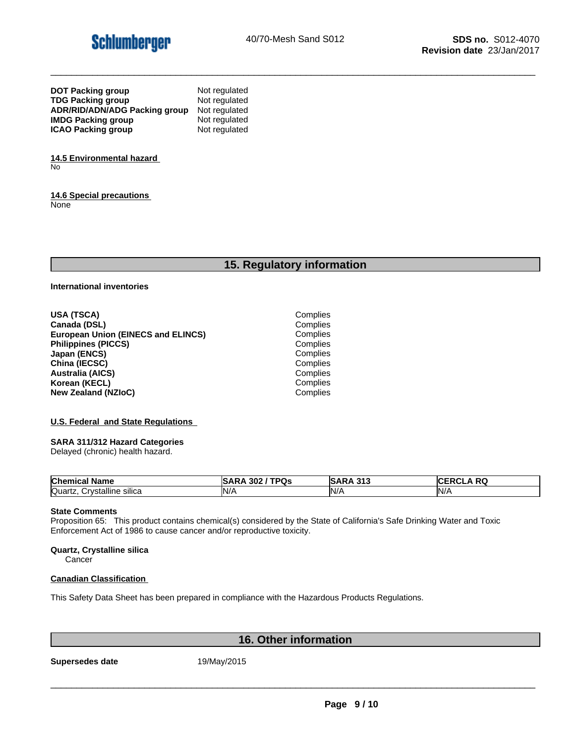| | |
|---|---|
| **DOT Packing group** | Not regulated |
| **TDG Packing group** | Not regulated |
| **ADR/RID/ADN/ADG Packing group** | Not regulated |
| **IMDG Packing group** | Not regulated |
| **ICAO Packing group** | Not regulated |

**14.5 Environmental hazard**

No

**14.6 Special precautions**

None

## 15. Regulatory information

**International inventories**

| | |
|---|---|
| **USA (TSCA)** | Complies |
| **Canada (DSL)** | Complies |
| **European Union (EINECS and ELINCS)** | Complies |
| **Philippines (PICCS)** | Complies |
| **Japan (ENCS)** | Complies |
| **China (IECSC)** | Complies |
| **Australia (AICS)** | Complies |
| **Korean (KECL)** | Complies |
| **New Zealand (NZIoC)** | Complies |

**U.S. Federal and State Regulations**

**SARA 311/312 Hazard Categories**

Delayed (chronic) health hazard.

| Chemical Name | SARA 302 / TPQs | SARA 313 | CERCLA RQ |
|---|---|---|---|
| Quartz, Crystalline silica | N/A | N/A | N/A |

**State Comments**

Proposition 65: This product contains chemical(s) considered by the State of California's Safe Drinking Water and Toxic Enforcement Act of 1986 to cause cancer and/or reproductive toxicity.

**Quartz, Crystalline silica**

Cancer

**Canadian Classification**

This Safety Data Sheet has been prepared in compliance with the Hazardous Products Regulations.

## 16. Other information

**Supersedes date** 19/May/2015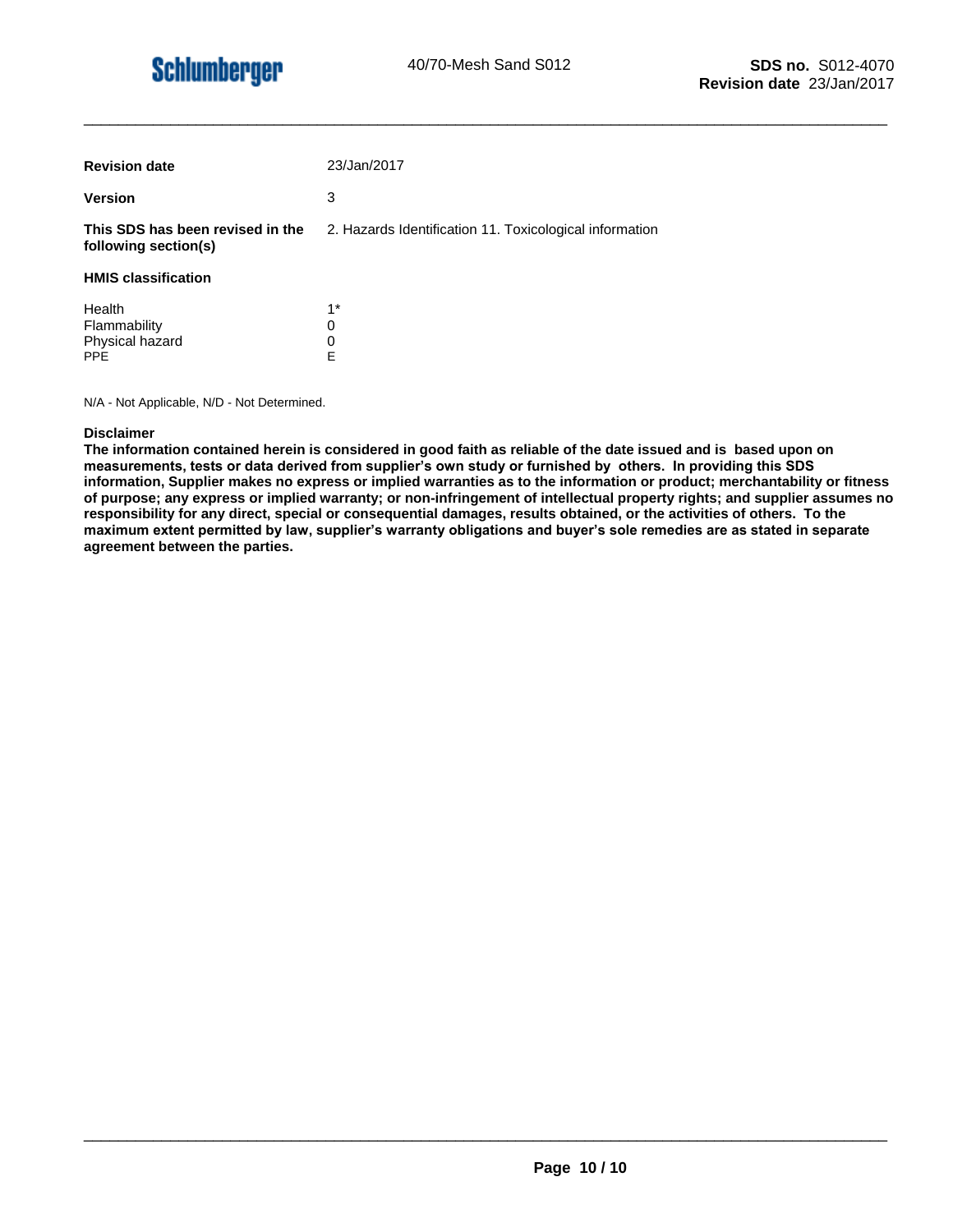| | |
|---|---|
| **Revision date** | 23/Jan/2017 |
| **Version** | 3 |
| **This SDS has been revised in the following section(s)** | 2. Hazards Identification 11. Toxicological information |

**HMIS classification**

| | |
|---|---|
| Health | 1* |
| Flammability | 0 |
| Physical hazard | 0 |
| PPE | E |

N/A - Not Applicable, N/D - Not Determined.

**Disclaimer**

**The information contained herein is considered in good faith as reliable of the date issued and is based upon on measurements, tests or data derived from supplier's own study or furnished by others. In providing this SDS information, Supplier makes no express or implied warranties as to the information or product; merchantability or fitness of purpose; any express or implied warranty; or non-infringement of intellectual property rights; and supplier assumes no responsibility for any direct, special or consequential damages, results obtained, or the activities of others. To the maximum extent permitted by law, supplier's warranty obligations and buyer's sole remedies are as stated in separate agreement between the parties.**